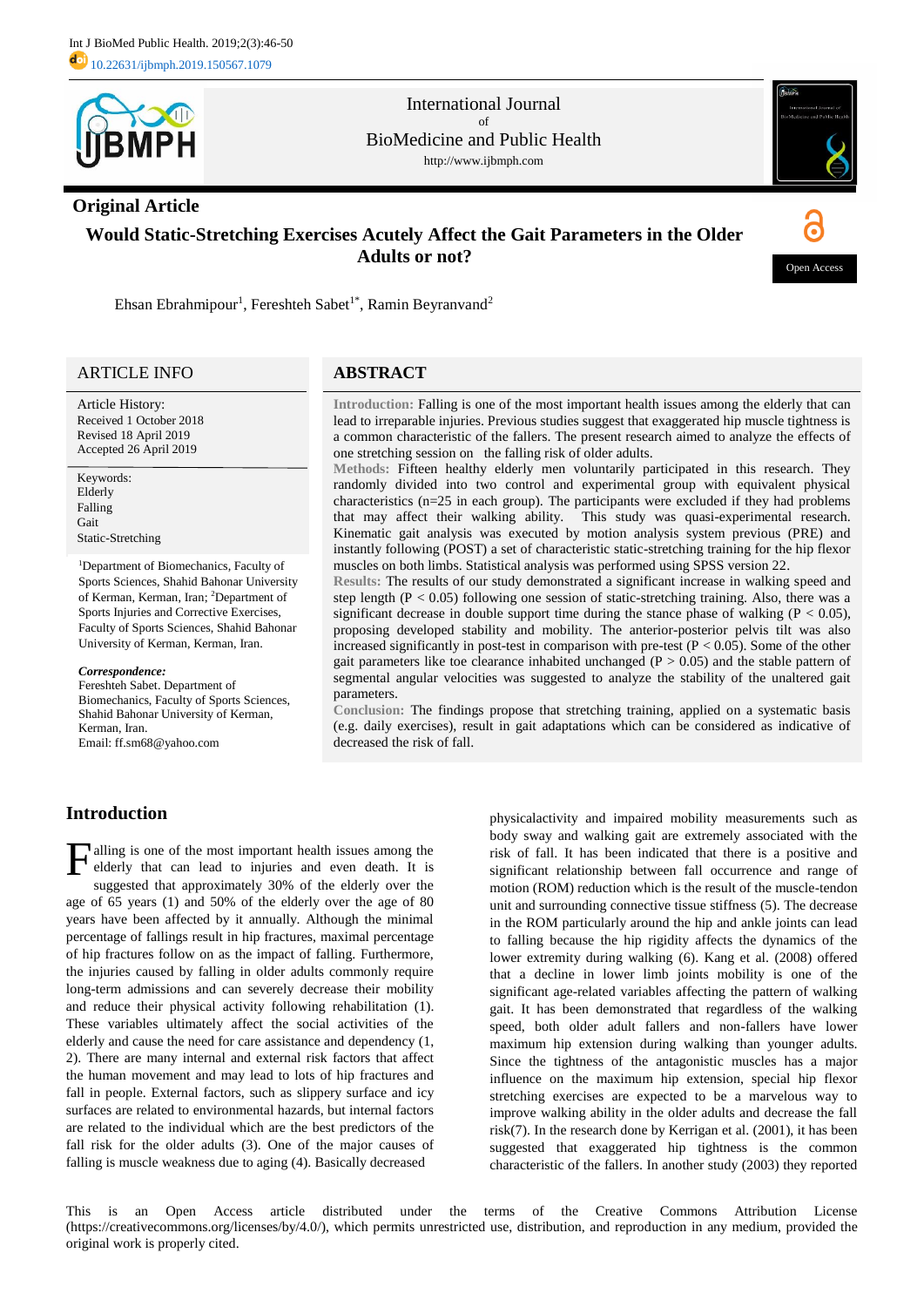**Original Article**

# Would Static-Stretching Exercises Acutely Affect the Gait Parameters in the Older Adults or not?

Ehsan Ebrahmipour[1], Fereshteh Sabet[1*], Ramin Beyranvand[2]

## ARTICLE INFO

Article History:
Received 1 October 2018
Revised 18 April 2019
Accepted 26 April 2019

Keywords:
Elderly
Falling
Gait
Static-Stretching

[1]Department of Biomechanics, Faculty of Sports Sciences, Shahid Bahonar University of Kerman, Kerman, Iran; [2]Department of Sports Injuries and Corrective Exercises, Faculty of Sports Sciences, Shahid Bahonar University of Kerman, Kerman, Iran.

***Correspondence:***
Fereshteh Sabet. Department of Biomechanics, Faculty of Sports Sciences, Shahid Bahonar University of Kerman, Kerman, Iran.
Email: ff.sm68@yahoo.com

## ABSTRACT

**Introduction:** Falling is one of the most important health issues among the elderly that can lead to irreparable injuries. Previous studies suggest that exaggerated hip muscle tightness is a common characteristic of the fallers. The present research aimed to analyze the effects of one stretching session on the falling risk of older adults.

**Methods:** Fifteen healthy elderly men voluntarily participated in this research. They randomly divided into two control and experimental group with equivalent physical characteristics (n=25 in each group). The participants were excluded if they had problems that may affect their walking ability. This study was quasi-experimental research. Kinematic gait analysis was executed by motion analysis system previous (PRE) and instantly following (POST) a set of characteristic static-stretching training for the hip flexor muscles on both limbs. Statistical analysis was performed using SPSS version 22.

**Results:** The results of our study demonstrated a significant increase in walking speed and step length ($P < 0.05$) following one session of static-stretching training. Also, there was a significant decrease in double support time during the stance phase of walking ($P < 0.05$), proposing developed stability and mobility. The anterior-posterior pelvis tilt was also increased significantly in post-test in comparison with pre-test ($P < 0.05$). Some of the other gait parameters like toe clearance inhabited unchanged ($P > 0.05$) and the stable pattern of segmental angular velocities was suggested to analyze the stability of the unaltered gait parameters.

**Conclusion:** The findings propose that stretching training, applied on a systematic basis (e.g. daily exercises), result in gait adaptations which can be considered as indicative of decreased the risk of fall.

## Introduction

Falling is one of the most important health issues among the elderly that can lead to injuries and even death. It is suggested that approximately 30% of the elderly over the age of 65 years (1) and 50% of the elderly over the age of 80 years have been affected by it annually. Although the minimal percentage of fallings result in hip fractures, maximal percentage of hip fractures follow on as the impact of falling. Furthermore, the injuries caused by falling in older adults commonly require long-term admissions and can severely decrease their mobility and reduce their physical activity following rehabilitation (1). These variables ultimately affect the social activities of the elderly and cause the need for care assistance and dependency (1, 2). There are many internal and external risk factors that affect the human movement and may lead to lots of hip fractures and fall in people. External factors, such as slippery surface and icy surfaces are related to environmental hazards, but internal factors are related to the individual which are the best predictors of the fall risk for the older adults (3). One of the major causes of falling is muscle weakness due to aging (4). Basically decreased physicalactivity and impaired mobility measurements such as body sway and walking gait are extremely associated with the risk of fall. It has been indicated that there is a positive and significant relationship between fall occurrence and range of motion (ROM) reduction which is the result of the muscle-tendon unit and surrounding connective tissue stiffness (5). The decrease in the ROM particularly around the hip and ankle joints can lead to falling because the hip rigidity affects the dynamics of the lower extremity during walking (6). Kang et al. (2008) offered that a decline in lower limb joints mobility is one of the significant age-related variables affecting the pattern of walking gait. It has been demonstrated that regardless of the walking speed, both older adult fallers and non-fallers have lower maximum hip extension during walking than younger adults. Since the tightness of the antagonistic muscles has a major influence on the maximum hip extension, special hip flexor stretching exercises are expected to be a marvelous way to improve walking ability in the older adults and decrease the fall risk(7). In the research done by Kerrigan et al. (2001), it has been suggested that exaggerated hip tightness is the common characteristic of the fallers. In another study (2003) they reported

This is an Open Access article distributed under the terms of the Creative Commons Attribution License (https://creativecommons.org/licenses/by/4.0/), which permits unrestricted use, distribution, and reproduction in any medium, provided the original work is properly cited.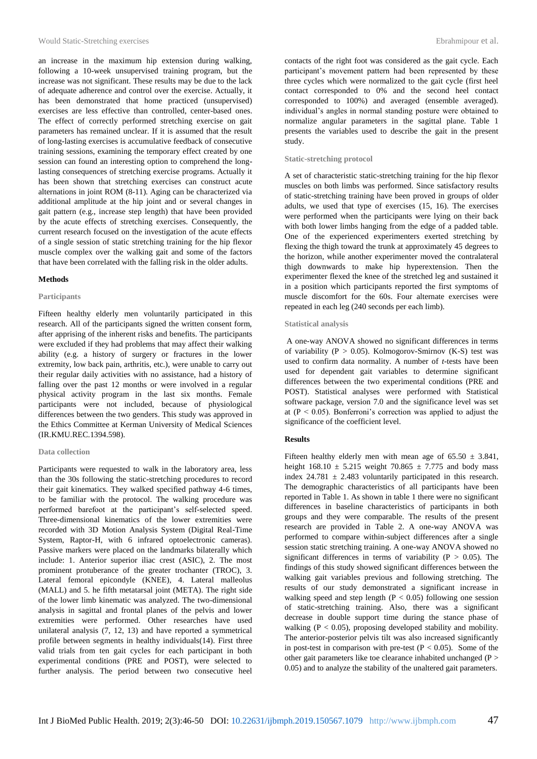an increase in the maximum hip extension during walking, following a 10-week unsupervised training program, but the increase was not significant. These results may be due to the lack of adequate adherence and control over the exercise. Actually, it has been demonstrated that home practiced (unsupervised) exercises are less effective than controlled, center-based ones. The effect of correctly performed stretching exercise on gait parameters has remained unclear. If it is assumed that the result of long-lasting exercises is accumulative feedback of consecutive training sessions, examining the temporary effect created by one session can found an interesting option to comprehend the long-lasting consequences of stretching exercise programs. Actually it has been shown that stretching exercises can construct acute alternations in joint ROM (8-11). Aging can be characterized via additional amplitude at the hip joint and or several changes in gait pattern (e.g., increase step length) that have been provided by the acute effects of stretching exercises. Consequently, the current research focused on the investigation of the acute effects of a single session of static stretching training for the hip flexor muscle complex over the walking gait and some of the factors that have been correlated with the falling risk in the older adults.

## Methods

### Participants

Fifteen healthy elderly men voluntarily participated in this research. All of the participants signed the written consent form, after apprising of the inherent risks and benefits. The participants were excluded if they had problems that may affect their walking ability (e.g. a history of surgery or fractures in the lower extremity, low back pain, arthritis, etc.), were unable to carry out their regular daily activities with no assistance, had a history of falling over the past 12 months or were involved in a regular physical activity program in the last six months. Female participants were not included, because of physiological differences between the two genders. This study was approved in the Ethics Committee at Kerman University of Medical Sciences (IR.KMU.REC.1394.598).

### Data collection

Participants were requested to walk in the laboratory area, less than the 30s following the static-stretching procedures to record their gait kinematics. They walked specified pathway 4-6 times, to be familiar with the protocol. The walking procedure was performed barefoot at the participant's self-selected speed. Three-dimensional kinematics of the lower extremities were recorded with 3D Motion Analysis System (Digital Real-Time System, Raptor-H, with 6 infrared optoelectronic cameras). Passive markers were placed on the landmarks bilaterally which include: 1. Anterior superior iliac crest (ASIC), 2. The most prominent protuberance of the greater trochanter (TROC), 3. Lateral femoral epicondyle (KNEE), 4. Lateral malleolus (MALL) and 5. he fifth metatarsal joint (META). The right side of the lower limb kinematic was analyzed. The two-dimensional analysis in sagittal and frontal planes of the pelvis and lower extremities were performed. Other researches have used unilateral analysis (7, 12, 13) and have reported a symmetrical profile between segments in healthy individuals(14). First three valid trials from ten gait cycles for each participant in both experimental conditions (PRE and POST), were selected to further analysis. The period between two consecutive heel contacts of the right foot was considered as the gait cycle. Each participant's movement pattern had been represented by these three cycles which were normalized to the gait cycle (first heel contact corresponded to 0% and the second heel contact corresponded to 100%) and averaged (ensemble averaged). individual's angles in normal standing posture were obtained to normalize angular parameters in the sagittal plane. Table 1 presents the variables used to describe the gait in the present study.

### Static-stretching protocol

A set of characteristic static-stretching training for the hip flexor muscles on both limbs was performed. Since satisfactory results of static-stretching training have been proved in groups of older adults, we used that type of exercises (15, 16). The exercises were performed when the participants were lying on their back with both lower limbs hanging from the edge of a padded table. One of the experienced experimenters exerted stretching by flexing the thigh toward the trunk at approximately 45 degrees to the horizon, while another experimenter moved the contralateral thigh downwards to make hip hyperextension. Then the experimenter flexed the knee of the stretched leg and sustained it in a position which participants reported the first symptoms of muscle discomfort for the 60s. Four alternate exercises were repeated in each leg (240 seconds per each limb).

### Statistical analysis

A one-way ANOVA showed no significant differences in terms of variability ($P > 0.05$). Kolmogorov-Smirnov (K-S) test was used to confirm data normality. A number of *t*-tests have been used for dependent gait variables to determine significant differences between the two experimental conditions (PRE and POST). Statistical analyses were performed with Statistical software package, version 7.0 and the significance level was set at ($P < 0.05$). Bonferroni's correction was applied to adjust the significance of the coefficient level.

## Results

Fifteen healthy elderly men with mean age of $65.50 \pm 3.841$, height $168.10 \pm 5.215$ weight $70.865 \pm 7.775$ and body mass index $24.781 \pm 2.483$ voluntarily participated in this research. The demographic characteristics of all participants have been reported in Table 1. As shown in table 1 there were no significant differences in baseline characteristics of participants in both groups and they were comparable. The results of the present research are provided in Table 2. A one-way ANOVA was performed to compare within-subject differences after a single session static stretching training. A one-way ANOVA showed no significant differences in terms of variability ($P > 0.05$). The findings of this study showed significant differences between the walking gait variables previous and following stretching. The results of our study demonstrated a significant increase in walking speed and step length ($P < 0.05$) following one session of static-stretching training. Also, there was a significant decrease in double support time during the stance phase of walking ($P < 0.05$), proposing developed stability and mobility. The anterior-posterior pelvis tilt was also increased significantly in post-test in comparison with pre-test ($P < 0.05$). Some of the other gait parameters like toe clearance inhabited unchanged ($P > 0.05$) and to analyze the stability of the unaltered gait parameters.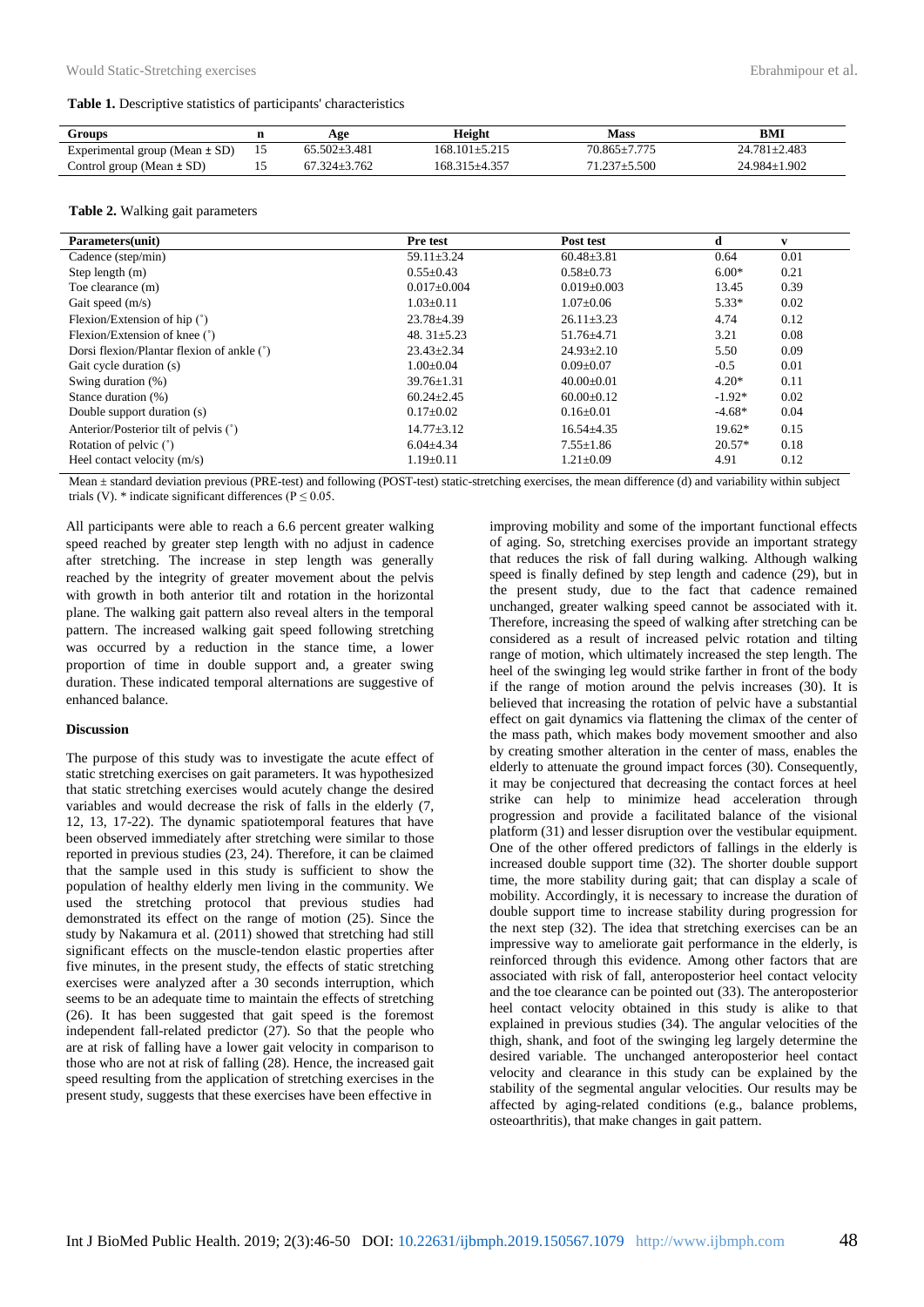**Table 1.** Descriptive statistics of participants' characteristics

| Groups | n | Age | Height | Mass | BMI |
|---|---|---|---|---|---|
| Experimental group (Mean ± SD) | 15 | 65.502±3.481 | 168.101±5.215 | 70.865±7.775 | 24.781±2.483 |
| Control group (Mean ± SD) | 15 | 67.324±3.762 | 168.315±4.357 | 71.237±5.500 | 24.984±1.902 |

**Table 2.** Walking gait parameters

| Parameters(unit) | Pre test | Post test | d | v |
|---|---|---|---|---|
| Cadence (step/min) | 59.11±3.24 | 60.48±3.81 | 0.64 | 0.01 |
| Step length (m) | 0.55±0.43 | 0.58±0.73 | 6.00* | 0.21 |
| Toe clearance (m) | 0.017±0.004 | 0.019±0.003 | 13.45 | 0.39 |
| Gait speed (m/s) | 1.03±0.11 | 1.07±0.06 | 5.33* | 0.02 |
| Flexion/Extension of hip (˚) | 23.78±4.39 | 26.11±3.23 | 4.74 | 0.12 |
| Flexion/Extension of knee (˚) | 48. 31±5.23 | 51.76±4.71 | 3.21 | 0.08 |
| Dorsi flexion/Plantar flexion of ankle (˚) | 23.43±2.34 | 24.93±2.10 | 5.50 | 0.09 |
| Gait cycle duration (s) | 1.00±0.04 | 0.09±0.07 | -0.5 | 0.01 |
| Swing duration (%) | 39.76±1.31 | 40.00±0.01 | 4.20* | 0.11 |
| Stance duration (%) | 60.24±2.45 | 60.00±0.12 | -1.92* | 0.02 |
| Double support duration (s) | 0.17±0.02 | 0.16±0.01 | -4.68* | 0.04 |
| Anterior/Posterior tilt of pelvis (˚) | 14.77±3.12 | 16.54±4.35 | 19.62* | 0.15 |
| Rotation of pelvic (˚) | 6.04±4.34 | 7.55±1.86 | 20.57* | 0.18 |
| Heel contact velocity (m/s) | 1.19±0.11 | 1.21±0.09 | 4.91 | 0.12 |

Mean ± standard deviation previous (PRE-test) and following (POST-test) static-stretching exercises, the mean difference (d) and variability within subject trials (V). * indicate significant differences ($P \leq 0.05$.

All participants were able to reach a 6.6 percent greater walking speed reached by greater step length with no adjust in cadence after stretching. The increase in step length was generally reached by the integrity of greater movement about the pelvis with growth in both anterior tilt and rotation in the horizontal plane. The walking gait pattern also reveal alters in the temporal pattern. The increased walking gait speed following stretching was occurred by a reduction in the stance time, a lower proportion of time in double support and, a greater swing duration. These indicated temporal alternations are suggestive of enhanced balance.

#### Discussion

The purpose of this study was to investigate the acute effect of static stretching exercises on gait parameters. It was hypothesized that static stretching exercises would acutely change the desired variables and would decrease the risk of falls in the elderly (7, 12, 13, 17-22). The dynamic spatiotemporal features that have been observed immediately after stretching were similar to those reported in previous studies (23, 24). Therefore, it can be claimed that the sample used in this study is sufficient to show the population of healthy elderly men living in the community. We used the stretching protocol that previous studies had demonstrated its effect on the range of motion (25). Since the study by Nakamura et al. (2011) showed that stretching had still significant effects on the muscle-tendon elastic properties after five minutes, in the present study, the effects of static stretching exercises were analyzed after a 30 seconds interruption, which seems to be an adequate time to maintain the effects of stretching (26). It has been suggested that gait speed is the foremost independent fall-related predictor (27). So that the people who are at risk of falling have a lower gait velocity in comparison to those who are not at risk of falling (28). Hence, the increased gait speed resulting from the application of stretching exercises in the present study, suggests that these exercises have been effective in improving mobility and some of the important functional effects of aging. So, stretching exercises provide an important strategy that reduces the risk of fall during walking. Although walking speed is finally defined by step length and cadence (29), but in the present study, due to the fact that cadence remained unchanged, greater walking speed cannot be associated with it. Therefore, increasing the speed of walking after stretching can be considered as a result of increased pelvic rotation and tilting range of motion, which ultimately increased the step length. The heel of the swinging leg would strike farther in front of the body if the range of motion around the pelvis increases (30). It is believed that increasing the rotation of pelvic have a substantial effect on gait dynamics via flattening the climax of the center of the mass path, which makes body movement smoother and also by creating smother alteration in the center of mass, enables the elderly to attenuate the ground impact forces (30). Consequently, it may be conjectured that decreasing the contact forces at heel strike can help to minimize head acceleration through progression and provide a facilitated balance of the visional platform (31) and lesser disruption over the vestibular equipment. One of the other offered predictors of fallings in the elderly is increased double support time (32). The shorter double support time, the more stability during gait; that can display a scale of mobility. Accordingly, it is necessary to increase the duration of double support time to increase stability during progression for the next step (32). The idea that stretching exercises can be an impressive way to ameliorate gait performance in the elderly, is reinforced through this evidence. Among other factors that are associated with risk of fall, anteroposterior heel contact velocity and the toe clearance can be pointed out (33). The anteroposterior heel contact velocity obtained in this study is alike to that explained in previous studies (34). The angular velocities of the thigh, shank, and foot of the swinging leg largely determine the desired variable. The unchanged anteroposterior heel contact velocity and clearance in this study can be explained by the stability of the segmental angular velocities. Our results may be affected by aging-related conditions (e.g., balance problems, osteoarthritis), that make changes in gait pattern.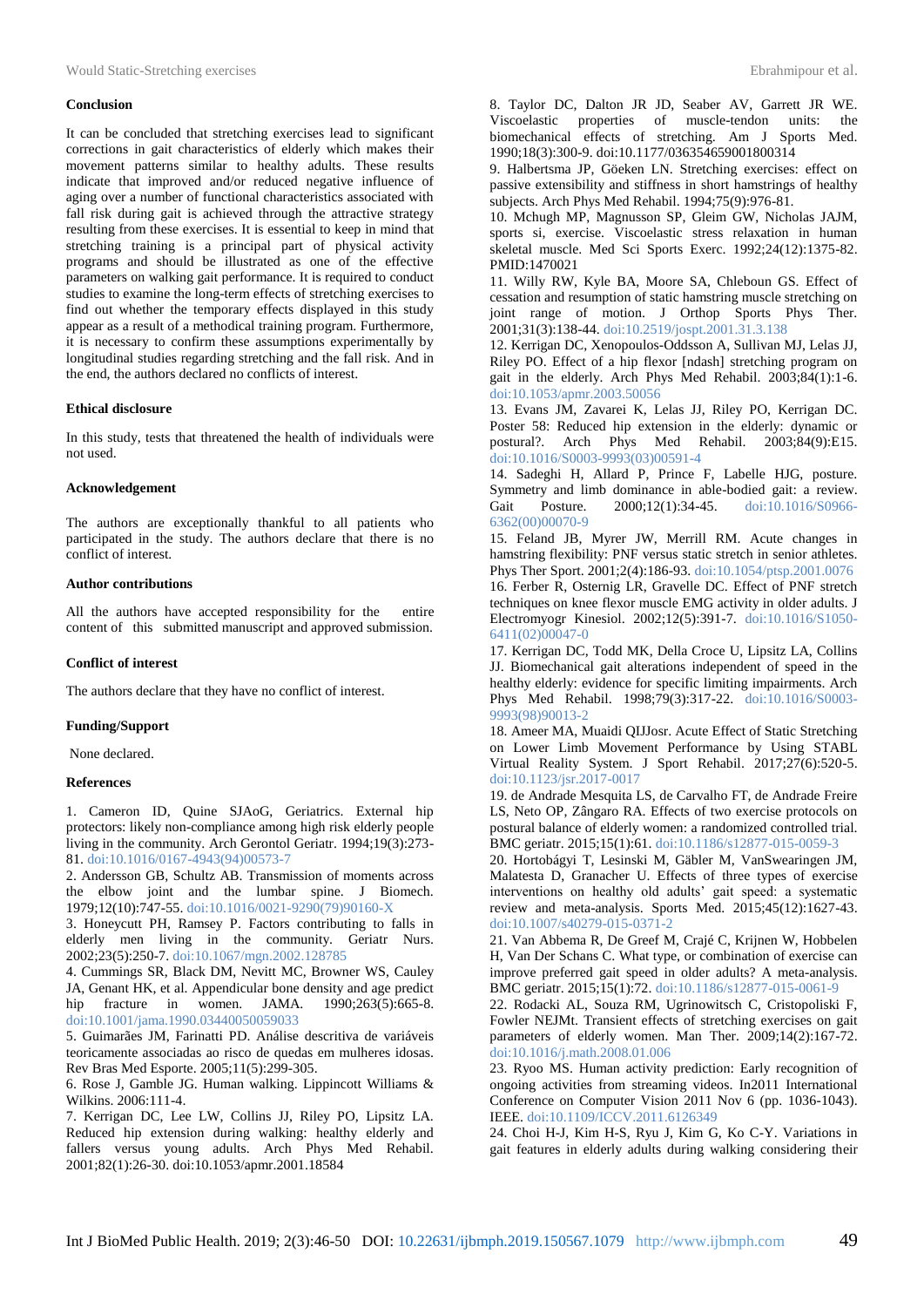### Conclusion

It can be concluded that stretching exercises lead to significant corrections in gait characteristics of elderly which makes their movement patterns similar to healthy adults. These results indicate that improved and/or reduced negative influence of aging over a number of functional characteristics associated with fall risk during gait is achieved through the attractive strategy resulting from these exercises. It is essential to keep in mind that stretching training is a principal part of physical activity programs and should be illustrated as one of the effective parameters on walking gait performance. It is required to conduct studies to examine the long-term effects of stretching exercises to find out whether the temporary effects displayed in this study appear as a result of a methodical training program. Furthermore, it is necessary to confirm these assumptions experimentally by longitudinal studies regarding stretching and the fall risk. And in the end, the authors declared no conflicts of interest.

### Ethical disclosure

In this study, tests that threatened the health of individuals were not used.

### Acknowledgement

The authors are exceptionally thankful to all patients who participated in the study. The authors declare that there is no conflict of interest.

### Author contributions

All the authors have accepted responsibility for the entire content of this submitted manuscript and approved submission.

### Conflict of interest

The authors declare that they have no conflict of interest.

### Funding/Support

None declared.

### References

1. Cameron ID, Quine SJAoG, Geriatrics. External hip protectors: likely non-compliance among high risk elderly people living in the community. Arch Gerontol Geriatr. 1994;19(3):273-81. doi:10.1016/0167-4943(94)00573-7
2. Andersson GB, Schultz AB. Transmission of moments across the elbow joint and the lumbar spine. J Biomech. 1979;12(10):747-55. doi:10.1016/0021-9290(79)90160-X
3. Honeycutt PH, Ramsey P. Factors contributing to falls in elderly men living in the community. Geriatr Nurs. 2002;23(5):250-7. doi:10.1067/mgn.2002.128785
4. Cummings SR, Black DM, Nevitt MC, Browner WS, Cauley JA, Genant HK, et al. Appendicular bone density and age predict hip fracture in women. JAMA. 1990;263(5):665-8. doi:10.1001/jama.1990.03440050059033
5. Guimarães JM, Farinatti PD. Análise descritiva de variáveis teoricamente associadas ao risco de quedas em mulheres idosas. Rev Bras Med Esporte. 2005;11(5):299-305.
6. Rose J, Gamble JG. Human walking. Lippincott Williams & Wilkins. 2006:111-4.
7. Kerrigan DC, Lee LW, Collins JJ, Riley PO, Lipsitz LA. Reduced hip extension during walking: healthy elderly and fallers versus young adults. Arch Phys Med Rehabil. 2001;82(1):26-30. doi:10.1053/apmr.2001.18584
8. Taylor DC, Dalton JR JD, Seaber AV, Garrett JR WE. Viscoelastic properties of muscle-tendon units: the biomechanical effects of stretching. Am J Sports Med. 1990;18(3):300-9. doi:10.1177/036354659001800314
9. Halbertsma JP, Göeken LN. Stretching exercises: effect on passive extensibility and stiffness in short hamstrings of healthy subjects. Arch Phys Med Rehabil. 1994;75(9):976-81.
10. Mchugh MP, Magnusson SP, Gleim GW, Nicholas JAJM, sports si, exercise. Viscoelastic stress relaxation in human skeletal muscle. Med Sci Sports Exerc. 1992;24(12):1375-82. PMID:1470021
11. Willy RW, Kyle BA, Moore SA, Chleboun GS. Effect of cessation and resumption of static hamstring muscle stretching on joint range of motion. J Orthop Sports Phys Ther. 2001;31(3):138-44. doi:10.2519/jospt.2001.31.3.138
12. Kerrigan DC, Xenopoulos-Oddsson A, Sullivan MJ, Lelas JJ, Riley PO. Effect of a hip flexor [ndash] stretching program on gait in the elderly. Arch Phys Med Rehabil. 2003;84(1):1-6. doi:10.1053/apmr.2003.50056
13. Evans JM, Zavarei K, Lelas JJ, Riley PO, Kerrigan DC. Poster 58: Reduced hip extension in the elderly: dynamic or postural?. Arch Phys Med Rehabil. 2003;84(9):E15. doi:10.1016/S0003-9993(03)00591-4
14. Sadeghi H, Allard P, Prince F, Labelle HJG, posture. Symmetry and limb dominance in able-bodied gait: a review. Gait Posture. 2000;12(1):34-45. doi:10.1016/S0966-6362(00)00070-9
15. Feland JB, Myrer JW, Merrill RM. Acute changes in hamstring flexibility: PNF versus static stretch in senior athletes. Phys Ther Sport. 2001;2(4):186-93. doi:10.1054/ptsp.2001.0076
16. Ferber R, Osternig LR, Gravelle DC. Effect of PNF stretch techniques on knee flexor muscle EMG activity in older adults. J Electromyogr Kinesiol. 2002;12(5):391-7. doi:10.1016/S1050-6411(02)00047-0
17. Kerrigan DC, Todd MK, Della Croce U, Lipsitz LA, Collins JJ. Biomechanical gait alterations independent of speed in the healthy elderly: evidence for specific limiting impairments. Arch Phys Med Rehabil. 1998;79(3):317-22. doi:10.1016/S0003-9993(98)90013-2
18. Ameer MA, Muaidi QIJJosr. Acute Effect of Static Stretching on Lower Limb Movement Performance by Using STABL Virtual Reality System. J Sport Rehabil. 2017;27(6):520-5. doi:10.1123/jsr.2017-0017
19. de Andrade Mesquita LS, de Carvalho FT, de Andrade Freire LS, Neto OP, Zângaro RA. Effects of two exercise protocols on postural balance of elderly women: a randomized controlled trial. BMC geriatr. 2015;15(1):61. doi:10.1186/s12877-015-0059-3
20. Hortobágyi T, Lesinski M, Gäbler M, VanSwearingen JM, Malatesta D, Granacher U. Effects of three types of exercise interventions on healthy old adults' gait speed: a systematic review and meta-analysis. Sports Med. 2015;45(12):1627-43. doi:10.1007/s40279-015-0371-2
21. Van Abbema R, De Greef M, Crajé C, Krijnen W, Hobbelen H, Van Der Schans C. What type, or combination of exercise can improve preferred gait speed in older adults? A meta-analysis. BMC geriatr. 2015;15(1):72. doi:10.1186/s12877-015-0061-9
22. Rodacki AL, Souza RM, Ugrinowitsch C, Cristopoliski F, Fowler NEJMt. Transient effects of stretching exercises on gait parameters of elderly women. Man Ther. 2009;14(2):167-72. doi:10.1016/j.math.2008.01.006
23. Ryoo MS. Human activity prediction: Early recognition of ongoing activities from streaming videos. In2011 International Conference on Computer Vision 2011 Nov 6 (pp. 1036-1043). IEEE. doi:10.1109/ICCV.2011.6126349
24. Choi H-J, Kim H-S, Ryu J, Kim G, Ko C-Y. Variations in gait features in elderly adults during walking considering their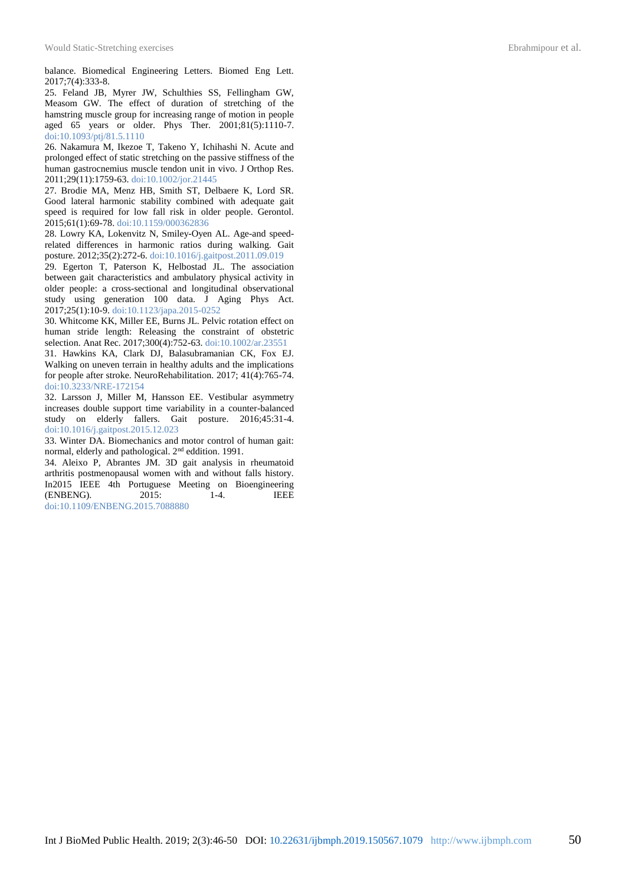balance. Biomedical Engineering Letters. Biomed Eng Lett. 2017;7(4):333-8.

25. Feland JB, Myrer JW, Schulthies SS, Fellingham GW, Measom GW. The effect of duration of stretching of the hamstring muscle group for increasing range of motion in people aged 65 years or older. Phys Ther. 2001;81(5):1110-7. doi:10.1093/ptj/81.5.1110

26. Nakamura M, Ikezoe T, Takeno Y, Ichihashi N. Acute and prolonged effect of static stretching on the passive stiffness of the human gastrocnemius muscle tendon unit in vivo. J Orthop Res. 2011;29(11):1759-63. doi:10.1002/jor.21445

27. Brodie MA, Menz HB, Smith ST, Delbaere K, Lord SR. Good lateral harmonic stability combined with adequate gait speed is required for low fall risk in older people. Gerontol. 2015;61(1):69-78. doi:10.1159/000362836

28. Lowry KA, Lokenvitz N, Smiley-Oyen AL. Age-and speed-related differences in harmonic ratios during walking. Gait posture. 2012;35(2):272-6. doi:10.1016/j.gaitpost.2011.09.019

29. Egerton T, Paterson K, Helbostad JL. The association between gait characteristics and ambulatory physical activity in older people: a cross-sectional and longitudinal observational study using generation 100 data. J Aging Phys Act. 2017;25(1):10-9. doi:10.1123/japa.2015-0252

30. Whitcome KK, Miller EE, Burns JL. Pelvic rotation effect on human stride length: Releasing the constraint of obstetric selection. Anat Rec. 2017;300(4):752-63. doi:10.1002/ar.23551

31. Hawkins KA, Clark DJ, Balasubramanian CK, Fox EJ. Walking on uneven terrain in healthy adults and the implications for people after stroke. NeuroRehabilitation. 2017; 41(4):765-74. doi:10.3233/NRE-172154

32. Larsson J, Miller M, Hansson EE. Vestibular asymmetry increases double support time variability in a counter-balanced study on elderly fallers. Gait posture. 2016;45:31-4. doi:10.1016/j.gaitpost.2015.12.023

33. Winter DA. Biomechanics and motor control of human gait: normal, elderly and pathological. 2nd eddition. 1991.

34. Aleixo P, Abrantes JM. 3D gait analysis in rheumatoid arthritis postmenopausal women with and without falls history. In2015 IEEE 4th Portuguese Meeting on Bioengineering (ENBENG). 2015: 1-4. IEEE doi:10.1109/ENBENG.2015.7088880